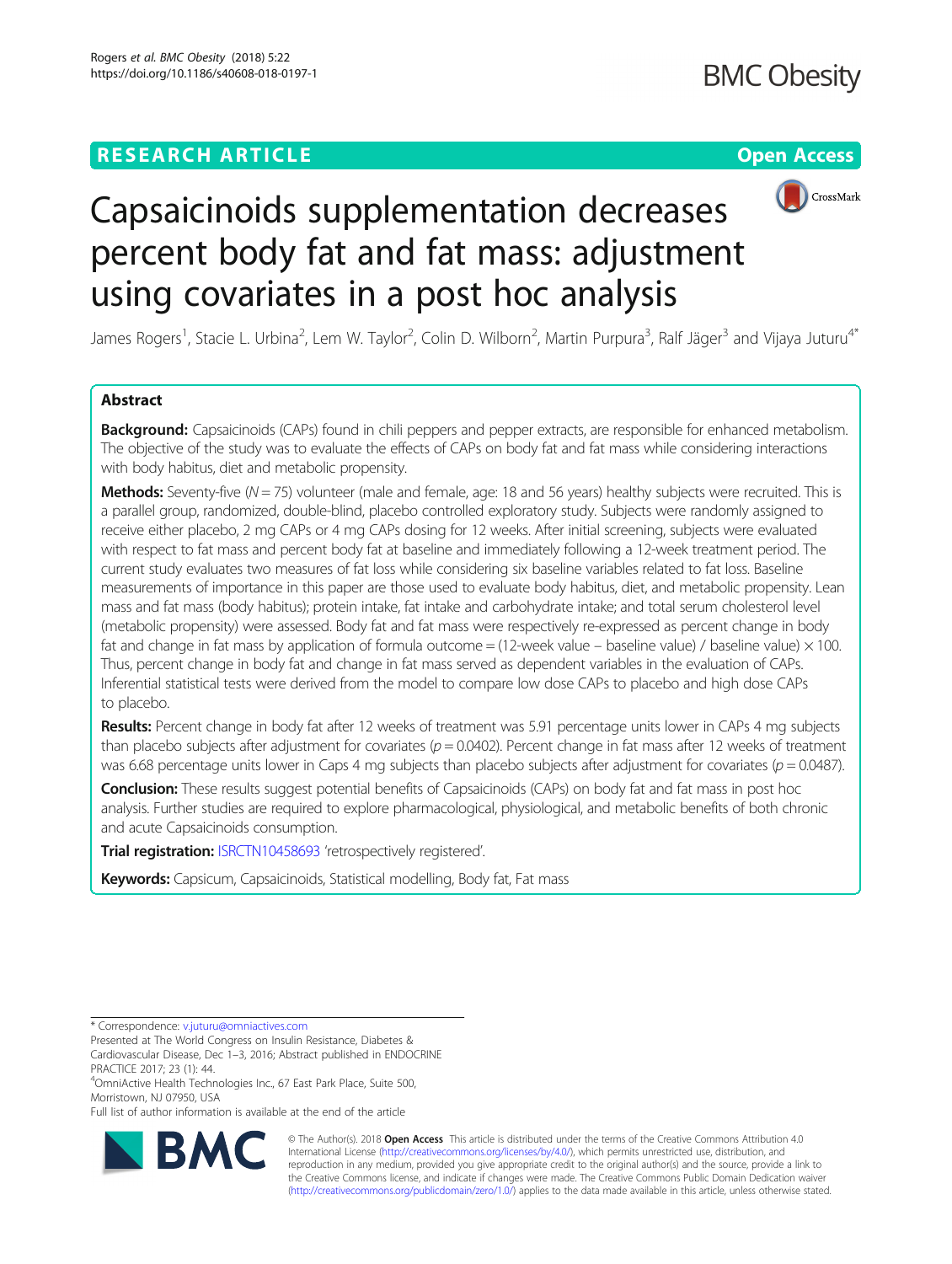RESEARCH ARTICLE

Open Access

# Capsaicinoids supplementation decreases percent body fat and fat mass: adjustment using covariates in a post hoc analysis

James Rogers[1], Stacie L. Urbina[2], Lem W. Taylor[2], Colin D. Wilborn[2], Martin Purpura[3], Ralf Jäger[3] and Vijaya Juturu[4*]

## Abstract

**Background:** Capsaicinoids (CAPs) found in chili peppers and pepper extracts, are responsible for enhanced metabolism. The objective of the study was to evaluate the effects of CAPs on body fat and fat mass while considering interactions with body habitus, diet and metabolic propensity.

**Methods:** Seventy-five ($N = 75$) volunteer (male and female, age: 18 and 56 years) healthy subjects were recruited. This is a parallel group, randomized, double-blind, placebo controlled exploratory study. Subjects were randomly assigned to receive either placebo, 2 mg CAPs or 4 mg CAPs dosing for 12 weeks. After initial screening, subjects were evaluated with respect to fat mass and percent body fat at baseline and immediately following a 12-week treatment period. The current study evaluates two measures of fat loss while considering six baseline variables related to fat loss. Baseline measurements of importance in this paper are those used to evaluate body habitus, diet, and metabolic propensity. Lean mass and fat mass (body habitus); protein intake, fat intake and carbohydrate intake; and total serum cholesterol level (metabolic propensity) were assessed. Body fat and fat mass were respectively re-expressed as percent change in body fat and change in fat mass by application of formula outcome = (12-week value − baseline value) / baseline value) × 100. Thus, percent change in body fat and change in fat mass served as dependent variables in the evaluation of CAPs. Inferential statistical tests were derived from the model to compare low dose CAPs to placebo and high dose CAPs to placebo.

**Results:** Percent change in body fat after 12 weeks of treatment was 5.91 percentage units lower in CAPs 4 mg subjects than placebo subjects after adjustment for covariates ($p = 0.0402$). Percent change in fat mass after 12 weeks of treatment was 6.68 percentage units lower in Caps 4 mg subjects than placebo subjects after adjustment for covariates ($p = 0.0487$).

**Conclusion:** These results suggest potential benefits of Capsaicinoids (CAPs) on body fat and fat mass in post hoc analysis. Further studies are required to explore pharmacological, physiological, and metabolic benefits of both chronic and acute Capsaicinoids consumption.

**Trial registration:** ISRCTN10458693 'retrospectively registered'.

**Keywords:** Capsicum, Capsaicinoids, Statistical modelling, Body fat, Fat mass

\* Correspondence: v.juturu@omniactives.com

Presented at The World Congress on Insulin Resistance, Diabetes & Cardiovascular Disease, Dec 1–3, 2016; Abstract published in ENDOCRINE PRACTICE 2017; 23 (1): 44.

[4]OmniActive Health Technologies Inc., 67 East Park Place, Suite 500, Morristown, NJ 07950, USA

Full list of author information is available at the end of the article

© The Author(s). 2018 **Open Access** This article is distributed under the terms of the Creative Commons Attribution 4.0 International License (http://creativecommons.org/licenses/by/4.0/), which permits unrestricted use, distribution, and reproduction in any medium, provided you give appropriate credit to the original author(s) and the source, provide a link to the Creative Commons license, and indicate if changes were made. The Creative Commons Public Domain Dedication waiver (http://creativecommons.org/publicdomain/zero/1.0/) applies to the data made available in this article, unless otherwise stated.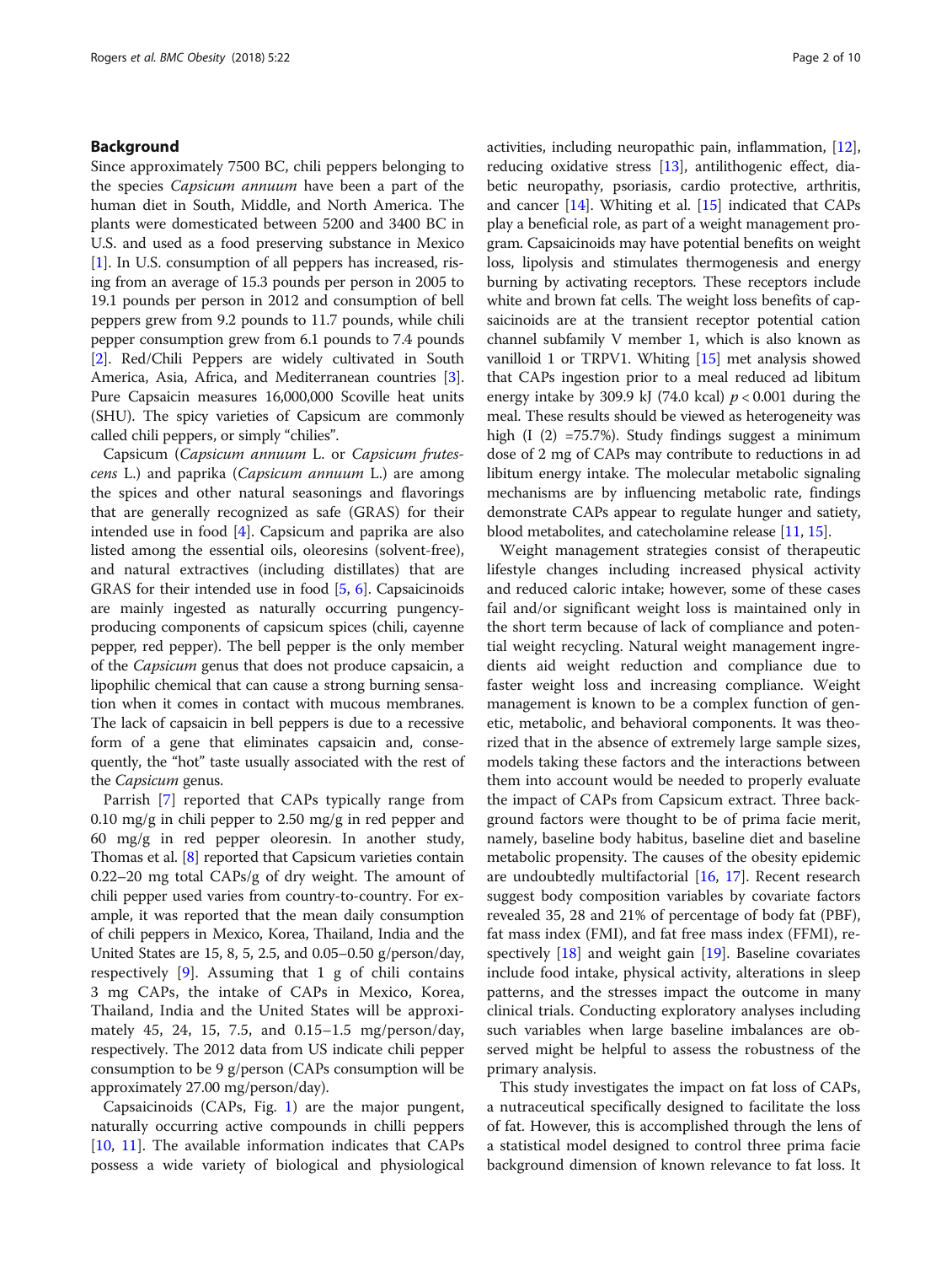## Background

Since approximately 7500 BC, chili peppers belonging to the species *Capsicum annuum* have been a part of the human diet in South, Middle, and North America. The plants were domesticated between 5200 and 3400 BC in U.S. and used as a food preserving substance in Mexico [1]. In U.S. consumption of all peppers has increased, rising from an average of 15.3 pounds per person in 2005 to 19.1 pounds per person in 2012 and consumption of bell peppers grew from 9.2 pounds to 11.7 pounds, while chili pepper consumption grew from 6.1 pounds to 7.4 pounds [2]. Red/Chili Peppers are widely cultivated in South America, Asia, Africa, and Mediterranean countries [3]. Pure Capsaicin measures 16,000,000 Scoville heat units (SHU). The spicy varieties of Capsicum are commonly called chili peppers, or simply "chilies".

Capsicum (*Capsicum annuum* L. or *Capsicum frutescens* L.) and paprika (*Capsicum annuum* L.) are among the spices and other natural seasonings and flavorings that are generally recognized as safe (GRAS) for their intended use in food [4]. Capsicum and paprika are also listed among the essential oils, oleoresins (solvent-free), and natural extractives (including distillates) that are GRAS for their intended use in food [5, 6]. Capsaicinoids are mainly ingested as naturally occurring pungency-producing components of capsicum spices (chili, cayenne pepper, red pepper). The bell pepper is the only member of the *Capsicum* genus that does not produce capsaicin, a lipophilic chemical that can cause a strong burning sensation when it comes in contact with mucous membranes. The lack of capsaicin in bell peppers is due to a recessive form of a gene that eliminates capsaicin and, consequently, the "hot" taste usually associated with the rest of the *Capsicum* genus.

Parrish [7] reported that CAPs typically range from 0.10 mg/g in chili pepper to 2.50 mg/g in red pepper and 60 mg/g in red pepper oleoresin. In another study, Thomas et al. [8] reported that Capsicum varieties contain 0.22–20 mg total CAPs/g of dry weight. The amount of chili pepper used varies from country-to-country. For example, it was reported that the mean daily consumption of chili peppers in Mexico, Korea, Thailand, India and the United States are 15, 8, 5, 2.5, and 0.05–0.50 g/person/day, respectively [9]. Assuming that 1 g of chili contains 3 mg CAPs, the intake of CAPs in Mexico, Korea, Thailand, India and the United States will be approximately 45, 24, 15, 7.5, and 0.15–1.5 mg/person/day, respectively. The 2012 data from US indicate chili pepper consumption to be 9 g/person (CAPs consumption will be approximately 27.00 mg/person/day).

Capsaicinoids (CAPs, Fig. 1) are the major pungent, naturally occurring active compounds in chilli peppers [10, 11]. The available information indicates that CAPs possess a wide variety of biological and physiological activities, including neuropathic pain, inflammation, [12], reducing oxidative stress [13], antilithogenic effect, diabetic neuropathy, psoriasis, cardio protective, arthritis, and cancer [14]. Whiting et al. [15] indicated that CAPs play a beneficial role, as part of a weight management program. Capsaicinoids may have potential benefits on weight loss, lipolysis and stimulates thermogenesis and energy burning by activating receptors. These receptors include white and brown fat cells. The weight loss benefits of capsaicinoids are at the transient receptor potential cation channel subfamily V member 1, which is also known as vanilloid 1 or TRPV1. Whiting [15] met analysis showed that CAPs ingestion prior to a meal reduced ad libitum energy intake by 309.9 kJ (74.0 kcal) $p < 0.001$ during the meal. These results should be viewed as heterogeneity was high (I (2) =75.7%). Study findings suggest a minimum dose of 2 mg of CAPs may contribute to reductions in ad libitum energy intake. The molecular metabolic signaling mechanisms are by influencing metabolic rate, findings demonstrate CAPs appear to regulate hunger and satiety, blood metabolites, and catecholamine release [11, 15].

Weight management strategies consist of therapeutic lifestyle changes including increased physical activity and reduced caloric intake; however, some of these cases fail and/or significant weight loss is maintained only in the short term because of lack of compliance and potential weight recycling. Natural weight management ingredients aid weight reduction and compliance due to faster weight loss and increasing compliance. Weight management is known to be a complex function of genetic, metabolic, and behavioral components. It was theorized that in the absence of extremely large sample sizes, models taking these factors and the interactions between them into account would be needed to properly evaluate the impact of CAPs from Capsicum extract. Three background factors were thought to be of prima facie merit, namely, baseline body habitus, baseline diet and baseline metabolic propensity. The causes of the obesity epidemic are undoubtedly multifactorial [16, 17]. Recent research suggest body composition variables by covariate factors revealed 35, 28 and 21% of percentage of body fat (PBF), fat mass index (FMI), and fat free mass index (FFMI), respectively [18] and weight gain [19]. Baseline covariates include food intake, physical activity, alterations in sleep patterns, and the stresses impact the outcome in many clinical trials. Conducting exploratory analyses including such variables when large baseline imbalances are observed might be helpful to assess the robustness of the primary analysis.

This study investigates the impact on fat loss of CAPs, a nutraceutical specifically designed to facilitate the loss of fat. However, this is accomplished through the lens of a statistical model designed to control three prima facie background dimension of known relevance to fat loss. It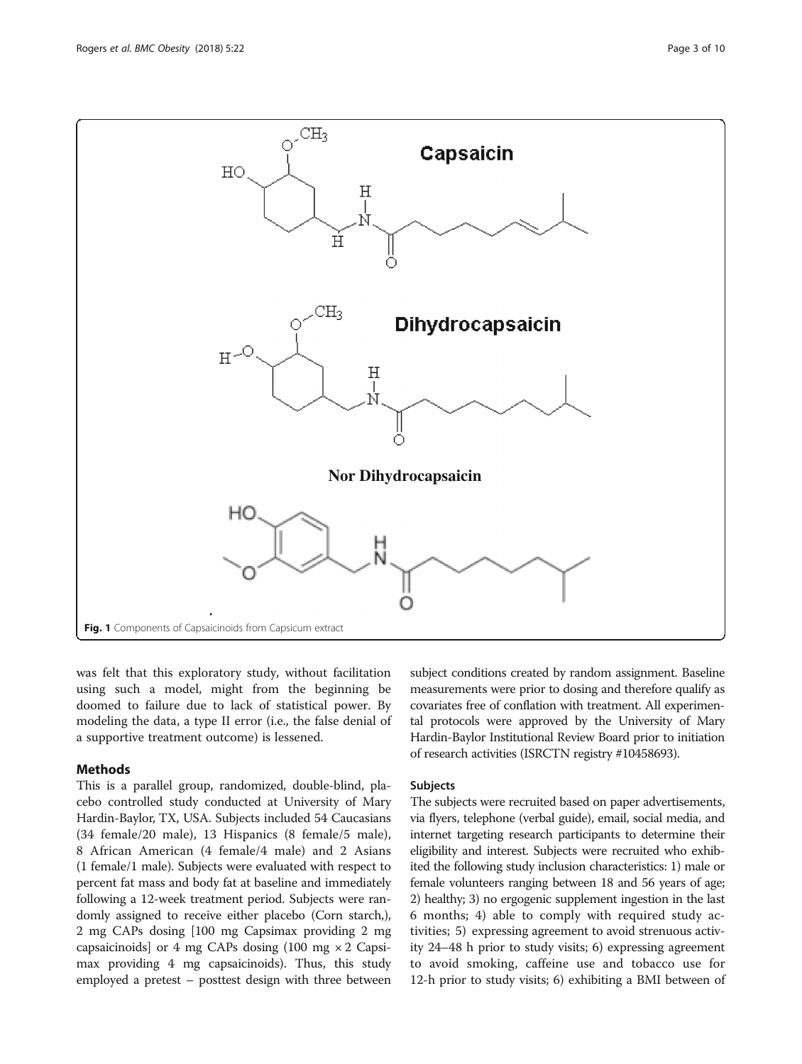Fig. 1 Components of Capsaicinoids from Capsicum extract

was felt that this exploratory study, without facilitation using such a model, might from the beginning be doomed to failure due to lack of statistical power. By modeling the data, a type II error (i.e., the false denial of a supportive treatment outcome) is lessened.

## Methods

This is a parallel group, randomized, double-blind, placebo controlled study conducted at University of Mary Hardin-Baylor, TX, USA. Subjects included 54 Caucasians (34 female/20 male), 13 Hispanics (8 female/5 male), 8 African American (4 female/4 male) and 2 Asians (1 female/1 male). Subjects were evaluated with respect to percent fat mass and body fat at baseline and immediately following a 12-week treatment period. Subjects were randomly assigned to receive either placebo (Corn starch,), 2 mg CAPs dosing [100 mg Capsimax providing 2 mg capsaicinoids] or 4 mg CAPs dosing (100 mg × 2 Capsimax providing 4 mg capsaicinoids). Thus, this study employed a pretest – posttest design with three between subject conditions created by random assignment. Baseline measurements were prior to dosing and therefore qualify as covariates free of conflation with treatment. All experimental protocols were approved by the University of Mary Hardin-Baylor Institutional Review Board prior to initiation of research activities (ISRCTN registry #10458693).

### Subjects

The subjects were recruited based on paper advertisements, via flyers, telephone (verbal guide), email, social media, and internet targeting research participants to determine their eligibility and interest. Subjects were recruited who exhibited the following study inclusion characteristics: 1) male or female volunteers ranging between 18 and 56 years of age; 2) healthy; 3) no ergogenic supplement ingestion in the last 6 months; 4) able to comply with required study activities; 5) expressing agreement to avoid strenuous activity 24–48 h prior to study visits; 6) expressing agreement to avoid smoking, caffeine use and tobacco use for 12-h prior to study visits; 6) exhibiting a BMI between of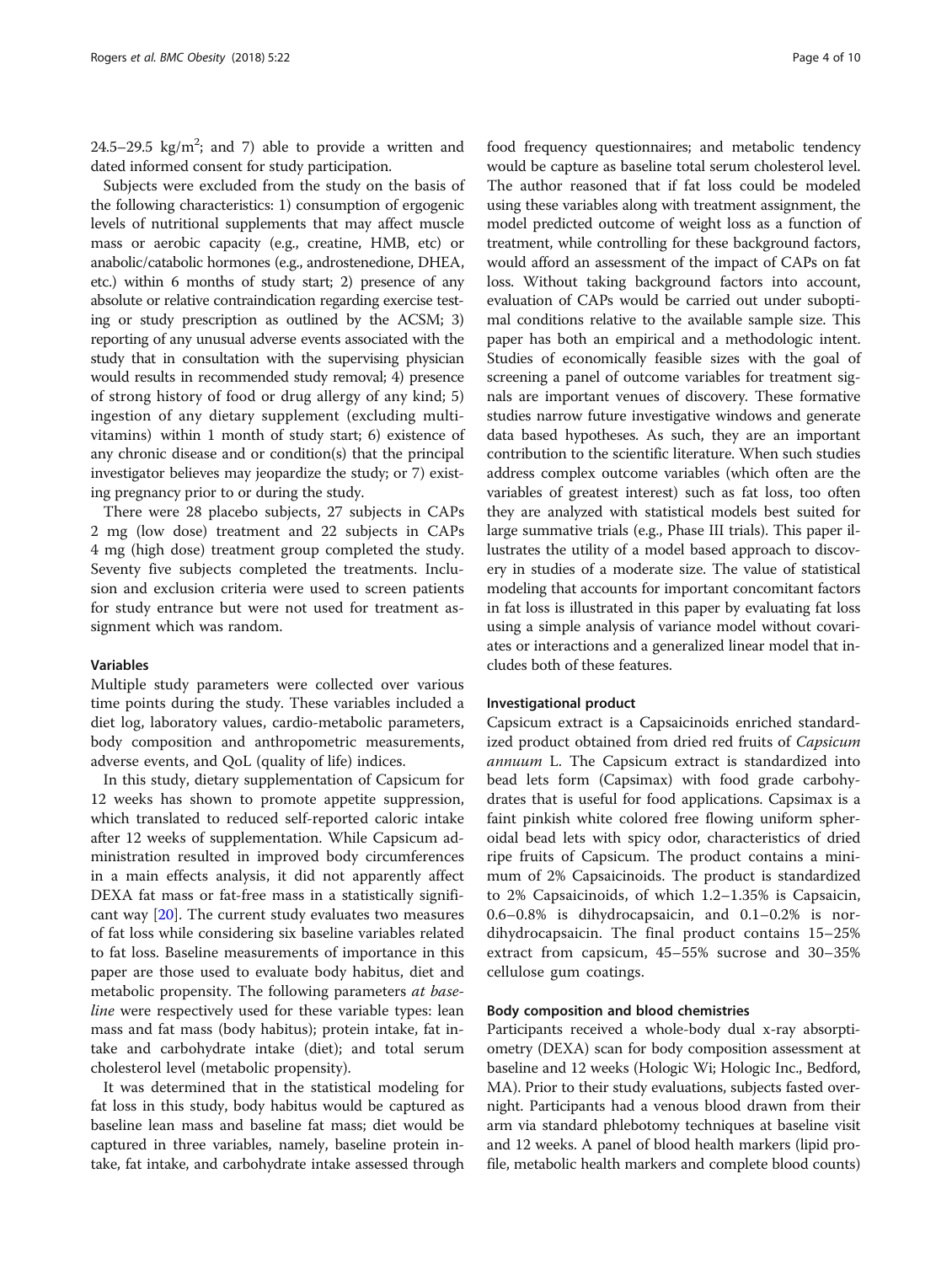24.5–29.5 kg/m$^2$; and 7) able to provide a written and dated informed consent for study participation.

Subjects were excluded from the study on the basis of the following characteristics: 1) consumption of ergogenic levels of nutritional supplements that may affect muscle mass or aerobic capacity (e.g., creatine, HMB, etc) or anabolic/catabolic hormones (e.g., androstenedione, DHEA, etc.) within 6 months of study start; 2) presence of any absolute or relative contraindication regarding exercise testing or study prescription as outlined by the ACSM; 3) reporting of any unusual adverse events associated with the study that in consultation with the supervising physician would results in recommended study removal; 4) presence of strong history of food or drug allergy of any kind; 5) ingestion of any dietary supplement (excluding multivitamins) within 1 month of study start; 6) existence of any chronic disease and or condition(s) that the principal investigator believes may jeopardize the study; or 7) existing pregnancy prior to or during the study.

There were 28 placebo subjects, 27 subjects in CAPs 2 mg (low dose) treatment and 22 subjects in CAPs 4 mg (high dose) treatment group completed the study. Seventy five subjects completed the treatments. Inclusion and exclusion criteria were used to screen patients for study entrance but were not used for treatment assignment which was random.

### Variables

Multiple study parameters were collected over various time points during the study. These variables included a diet log, laboratory values, cardio-metabolic parameters, body composition and anthropometric measurements, adverse events, and QoL (quality of life) indices.

In this study, dietary supplementation of Capsicum for 12 weeks has shown to promote appetite suppression, which translated to reduced self-reported caloric intake after 12 weeks of supplementation. While Capsicum administration resulted in improved body circumferences in a main effects analysis, it did not apparently affect DEXA fat mass or fat-free mass in a statistically significant way [20]. The current study evaluates two measures of fat loss while considering six baseline variables related to fat loss. Baseline measurements of importance in this paper are those used to evaluate body habitus, diet and metabolic propensity. The following parameters *at baseline* were respectively used for these variable types: lean mass and fat mass (body habitus); protein intake, fat intake and carbohydrate intake (diet); and total serum cholesterol level (metabolic propensity).

It was determined that in the statistical modeling for fat loss in this study, body habitus would be captured as baseline lean mass and baseline fat mass; diet would be captured in three variables, namely, baseline protein intake, fat intake, and carbohydrate intake assessed through food frequency questionnaires; and metabolic tendency would be capture as baseline total serum cholesterol level. The author reasoned that if fat loss could be modeled using these variables along with treatment assignment, the model predicted outcome of weight loss as a function of treatment, while controlling for these background factors, would afford an assessment of the impact of CAPs on fat loss. Without taking background factors into account, evaluation of CAPs would be carried out under suboptimal conditions relative to the available sample size. This paper has both an empirical and a methodologic intent. Studies of economically feasible sizes with the goal of screening a panel of outcome variables for treatment signals are important venues of discovery. These formative studies narrow future investigative windows and generate data based hypotheses. As such, they are an important contribution to the scientific literature. When such studies address complex outcome variables (which often are the variables of greatest interest) such as fat loss, too often they are analyzed with statistical models best suited for large summative trials (e.g., Phase III trials). This paper illustrates the utility of a model based approach to discovery in studies of a moderate size. The value of statistical modeling that accounts for important concomitant factors in fat loss is illustrated in this paper by evaluating fat loss using a simple analysis of variance model without covariates or interactions and a generalized linear model that includes both of these features.

### Investigational product

Capsicum extract is a Capsaicinoids enriched standardized product obtained from dried red fruits of *Capsicum annuum* L. The Capsicum extract is standardized into bead lets form (Capsimax) with food grade carbohydrates that is useful for food applications. Capsimax is a faint pinkish white colored free flowing uniform spheroidal bead lets with spicy odor, characteristics of dried ripe fruits of Capsicum. The product contains a minimum of 2% Capsaicinoids. The product is standardized to 2% Capsaicinoids, of which 1.2–1.35% is Capsaicin, 0.6–0.8% is dihydrocapsaicin, and 0.1–0.2% is nordihydrocapsaicin. The final product contains 15–25% extract from capsicum, 45–55% sucrose and 30–35% cellulose gum coatings.

### Body composition and blood chemistries

Participants received a whole-body dual x-ray absorptiometry (DEXA) scan for body composition assessment at baseline and 12 weeks (Hologic Wi; Hologic Inc., Bedford, MA). Prior to their study evaluations, subjects fasted overnight. Participants had a venous blood drawn from their arm via standard phlebotomy techniques at baseline visit and 12 weeks. A panel of blood health markers (lipid profile, metabolic health markers and complete blood counts)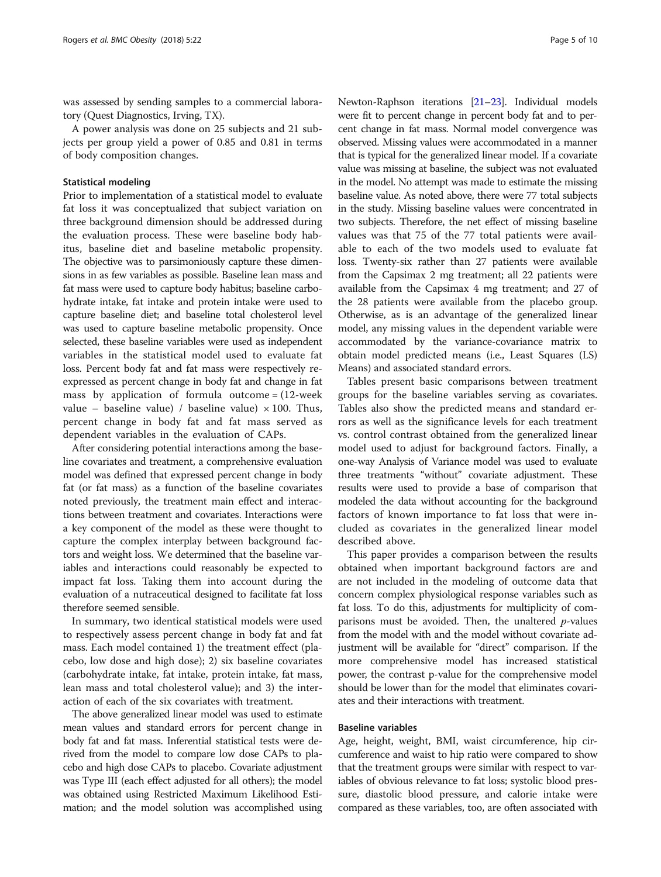was assessed by sending samples to a commercial laboratory (Quest Diagnostics, Irving, TX).

A power analysis was done on 25 subjects and 21 subjects per group yield a power of 0.85 and 0.81 in terms of body composition changes.

### Statistical modeling

Prior to implementation of a statistical model to evaluate fat loss it was conceptualized that subject variation on three background dimension should be addressed during the evaluation process. These were baseline body habitus, baseline diet and baseline metabolic propensity. The objective was to parsimoniously capture these dimensions in as few variables as possible. Baseline lean mass and fat mass were used to capture body habitus; baseline carbohydrate intake, fat intake and protein intake were used to capture baseline diet; and baseline total cholesterol level was used to capture baseline metabolic propensity. Once selected, these baseline variables were used as independent variables in the statistical model used to evaluate fat loss. Percent body fat and fat mass were respectively re-expressed as percent change in body fat and change in fat mass by application of formula outcome = (12-week value – baseline value) / baseline value) × 100. Thus, percent change in body fat and fat mass served as dependent variables in the evaluation of CAPs.

After considering potential interactions among the baseline covariates and treatment, a comprehensive evaluation model was defined that expressed percent change in body fat (or fat mass) as a function of the baseline covariates noted previously, the treatment main effect and interactions between treatment and covariates. Interactions were a key component of the model as these were thought to capture the complex interplay between background factors and weight loss. We determined that the baseline variables and interactions could reasonably be expected to impact fat loss. Taking them into account during the evaluation of a nutraceutical designed to facilitate fat loss therefore seemed sensible.

In summary, two identical statistical models were used to respectively assess percent change in body fat and fat mass. Each model contained 1) the treatment effect (placebo, low dose and high dose); 2) six baseline covariates (carbohydrate intake, fat intake, protein intake, fat mass, lean mass and total cholesterol value); and 3) the interaction of each of the six covariates with treatment.

The above generalized linear model was used to estimate mean values and standard errors for percent change in body fat and fat mass. Inferential statistical tests were derived from the model to compare low dose CAPs to placebo and high dose CAPs to placebo. Covariate adjustment was Type III (each effect adjusted for all others); the model was obtained using Restricted Maximum Likelihood Estimation; and the model solution was accomplished using Newton-Raphson iterations [21–23]. Individual models were fit to percent change in percent body fat and to percent change in fat mass. Normal model convergence was observed. Missing values were accommodated in a manner that is typical for the generalized linear model. If a covariate value was missing at baseline, the subject was not evaluated in the model. No attempt was made to estimate the missing baseline value. As noted above, there were 77 total subjects in the study. Missing baseline values were concentrated in two subjects. Therefore, the net effect of missing baseline values was that 75 of the 77 total patients were available to each of the two models used to evaluate fat loss. Twenty-six rather than 27 patients were available from the Capsimax 2 mg treatment; all 22 patients were available from the Capsimax 4 mg treatment; and 27 of the 28 patients were available from the placebo group. Otherwise, as is an advantage of the generalized linear model, any missing values in the dependent variable were accommodated by the variance-covariance matrix to obtain model predicted means (i.e., Least Squares (LS) Means) and associated standard errors.

Tables present basic comparisons between treatment groups for the baseline variables serving as covariates. Tables also show the predicted means and standard errors as well as the significance levels for each treatment vs. control contrast obtained from the generalized linear model used to adjust for background factors. Finally, a one-way Analysis of Variance model was used to evaluate three treatments "without" covariate adjustment. These results were used to provide a base of comparison that modeled the data without accounting for the background factors of known importance to fat loss that were included as covariates in the generalized linear model described above.

This paper provides a comparison between the results obtained when important background factors are and are not included in the modeling of outcome data that concern complex physiological response variables such as fat loss. To do this, adjustments for multiplicity of comparisons must be avoided. Then, the unaltered *p*-values from the model with and the model without covariate adjustment will be available for "direct" comparison. If the more comprehensive model has increased statistical power, the contrast p-value for the comprehensive model should be lower than for the model that eliminates covariates and their interactions with treatment.

### Baseline variables

Age, height, weight, BMI, waist circumference, hip circumference and waist to hip ratio were compared to show that the treatment groups were similar with respect to variables of obvious relevance to fat loss; systolic blood pressure, diastolic blood pressure, and calorie intake were compared as these variables, too, are often associated with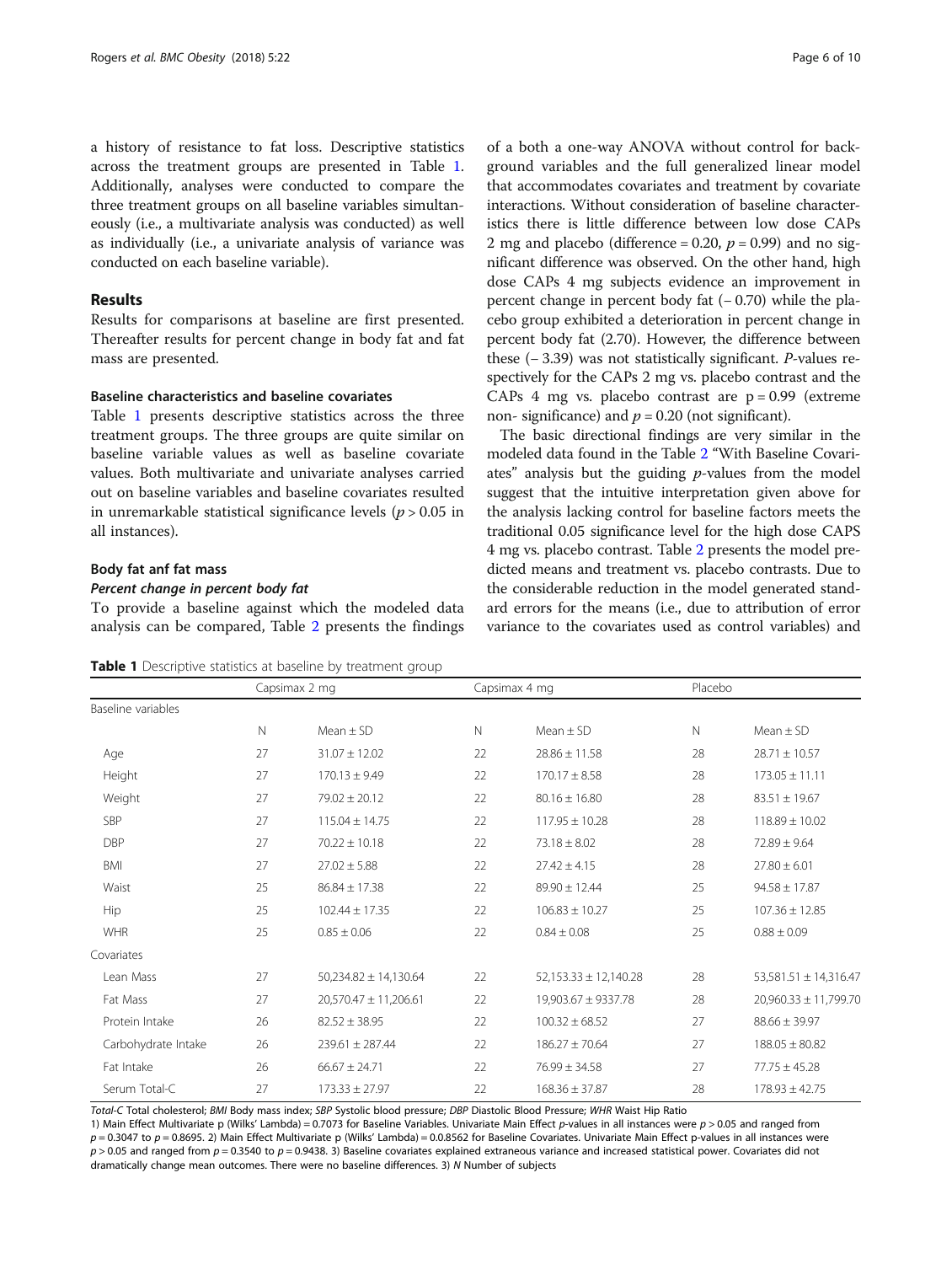a history of resistance to fat loss. Descriptive statistics across the treatment groups are presented in Table 1. Additionally, analyses were conducted to compare the three treatment groups on all baseline variables simultaneously (i.e., a multivariate analysis was conducted) as well as individually (i.e., a univariate analysis of variance was conducted on each baseline variable).

## Results

Results for comparisons at baseline are first presented. Thereafter results for percent change in body fat and fat mass are presented.

### Baseline characteristics and baseline covariates

Table 1 presents descriptive statistics across the three treatment groups. The three groups are quite similar on baseline variable values as well as baseline covariate values. Both multivariate and univariate analyses carried out on baseline variables and baseline covariates resulted in unremarkable statistical significance levels ($p > 0.05$ in all instances).

### Body fat anf fat mass

#### *Percent change in percent body fat*

To provide a baseline against which the modeled data analysis can be compared, Table 2 presents the findings of a both a one-way ANOVA without control for background variables and the full generalized linear model that accommodates covariates and treatment by covariate interactions. Without consideration of baseline characteristics there is little difference between low dose CAPs 2 mg and placebo (difference = 0.20, $p = 0.99$) and no significant difference was observed. On the other hand, high dose CAPs 4 mg subjects evidence an improvement in percent change in percent body fat (− 0.70) while the placebo group exhibited a deterioration in percent change in percent body fat (2.70). However, the difference between these (− 3.39) was not statistically significant. *P*-values respectively for the CAPs 2 mg vs. placebo contrast and the CAPs 4 mg vs. placebo contrast are $p = 0.99$ (extreme non- significance) and $p = 0.20$ (not significant).

The basic directional findings are very similar in the modeled data found in the Table 2 "With Baseline Covariates" analysis but the guiding *p*-values from the model suggest that the intuitive interpretation given above for the analysis lacking control for baseline factors meets the traditional 0.05 significance level for the high dose CAPS 4 mg vs. placebo contrast. Table 2 presents the model predicted means and treatment vs. placebo contrasts. Due to the considerable reduction in the model generated standard errors for the means (i.e., due to attribution of error variance to the covariates used as control variables) and

**Table 1** Descriptive statistics at baseline by treatment group

| | Capsimax 2 mg | | Capsimax 4 mg | | Placebo | |
|---|---|---|---|---|---|---|
| Baseline variables | | | | | | |
| | N | Mean ± SD | N | Mean ± SD | N | Mean ± SD |
| Age | 27 | 31.07 ± 12.02 | 22 | 28.86 ± 11.58 | 28 | 28.71 ± 10.57 |
| Height | 27 | 170.13 ± 9.49 | 22 | 170.17 ± 8.58 | 28 | 173.05 ± 11.11 |
| Weight | 27 | 79.02 ± 20.12 | 22 | 80.16 ± 16.80 | 28 | 83.51 ± 19.67 |
| SBP | 27 | 115.04 ± 14.75 | 22 | 117.95 ± 10.28 | 28 | 118.89 ± 10.02 |
| DBP | 27 | 70.22 ± 10.18 | 22 | 73.18 ± 8.02 | 28 | 72.89 ± 9.64 |
| BMI | 27 | 27.02 ± 5.88 | 22 | 27.42 ± 4.15 | 28 | 27.80 ± 6.01 |
| Waist | 25 | 86.84 ± 17.38 | 22 | 89.90 ± 12.44 | 25 | 94.58 ± 17.87 |
| Hip | 25 | 102.44 ± 17.35 | 22 | 106.83 ± 10.27 | 25 | 107.36 ± 12.85 |
| WHR | 25 | 0.85 ± 0.06 | 22 | 0.84 ± 0.08 | 25 | 0.88 ± 0.09 |
| Covariates | | | | | | |
| Lean Mass | 27 | 50,234.82 ± 14,130.64 | 22 | 52,153.33 ± 12,140.28 | 28 | 53,581.51 ± 14,316.47 |
| Fat Mass | 27 | 20,570.47 ± 11,206.61 | 22 | 19,903.67 ± 9337.78 | 28 | 20,960.33 ± 11,799.70 |
| Protein Intake | 26 | 82.52 ± 38.95 | 22 | 100.32 ± 68.52 | 27 | 88.66 ± 39.97 |
| Carbohydrate Intake | 26 | 239.61 ± 287.44 | 22 | 186.27 ± 70.64 | 27 | 188.05 ± 80.82 |
| Fat Intake | 26 | 66.67 ± 24.71 | 22 | 76.99 ± 34.58 | 27 | 77.75 ± 45.28 |
| Serum Total-C | 27 | 173.33 ± 27.97 | 22 | 168.36 ± 37.87 | 28 | 178.93 ± 42.75 |

*Total-C* Total cholesterol; *BMI* Body mass index; *SBP* Systolic blood pressure; *DBP* Diastolic Blood Pressure; *WHR* Waist Hip Ratio

1) Main Effect Multivariate p (Wilks' Lambda) = 0.7073 for Baseline Variables. Univariate Main Effect *p*-values in all instances were $p > 0.05$ and ranged from $p = 0.3047$ to $p = 0.8695$. 2) Main Effect Multivariate p (Wilks' Lambda) = 0.0.8562 for Baseline Covariates. Univariate Main Effect p-values in all instances were $p > 0.05$ and ranged from $p = 0.3540$ to $p = 0.9438$. 3) Baseline covariates explained extraneous variance and increased statistical power. Covariates did not dramatically change mean outcomes. There were no baseline differences. 3) *N* Number of subjects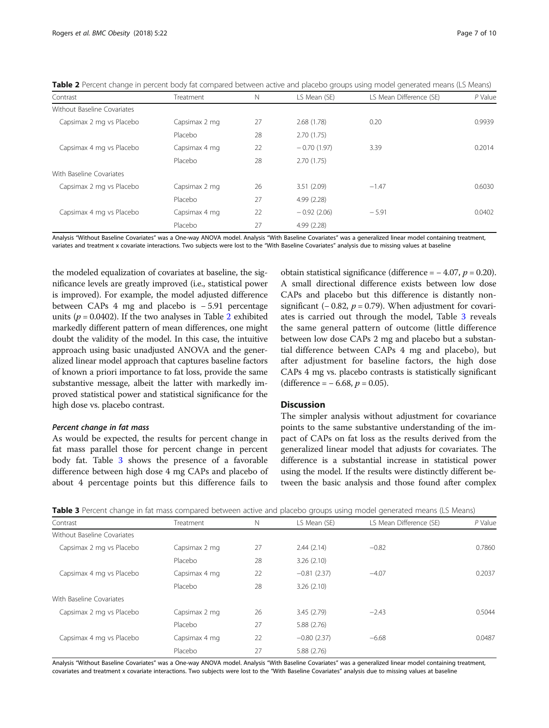**Table 2** Percent change in percent body fat compared between active and placebo groups using model generated means (LS Means)

| Contrast | Treatment | N | LS Mean (SE) | LS Mean Difference (SE) | *P* Value |
|---|---|---|---|---|---|
| Without Baseline Covariates | | | | | |
| Capsimax 2 mg vs Placebo | Capsimax 2 mg | 27 | 2.68 (1.78) | 0.20 | 0.9939 |
| | Placebo | 28 | 2.70 (1.75) | | |
| Capsimax 4 mg vs Placebo | Capsimax 4 mg | 22 | − 0.70 (1.97) | 3.39 | 0.2014 |
| | Placebo | 28 | 2.70 (1.75) | | |
| With Baseline Covariates | | | | | |
| Capsimax 2 mg vs Placebo | Capsimax 2 mg | 26 | 3.51 (2.09) | −1.47 | 0.6030 |
| | Placebo | 27 | 4.99 (2.28) | | |
| Capsimax 4 mg vs Placebo | Capsimax 4 mg | 22 | − 0.92 (2.06) | − 5.91 | 0.0402 |
| | Placebo | 27 | 4.99 (2.28) | | |

Analysis "Without Baseline Covariates" was a One-way ANOVA model. Analysis "With Baseline Covariates" was a generalized linear model containing treatment, variates and treatment x covariate interactions. Two subjects were lost to the "With Baseline Covariates" analysis due to missing values at baseline

the modeled equalization of covariates at baseline, the significance levels are greatly improved (i.e., statistical power is improved). For example, the model adjusted difference between CAPs 4 mg and placebo is − 5.91 percentage units ($p = 0.0402$). If the two analyses in Table 2 exhibited markedly different pattern of mean differences, one might doubt the validity of the model. In this case, the intuitive approach using basic unadjusted ANOVA and the generalized linear model approach that captures baseline factors of known a priori importance to fat loss, provide the same substantive message, albeit the latter with markedly improved statistical power and statistical significance for the high dose vs. placebo contrast.

#### *Percent change in fat mass*

As would be expected, the results for percent change in fat mass parallel those for percent change in percent body fat. Table 3 shows the presence of a favorable difference between high dose 4 mg CAPs and placebo of about 4 percentage points but this difference fails to obtain statistical significance (difference = − 4.07, $p = 0.20$). A small directional difference exists between low dose CAPs and placebo but this difference is distantly non-significant (− 0.82, $p = 0.79$). When adjustment for covariates is carried out through the model, Table 3 reveals the same general pattern of outcome (little difference between low dose CAPs 2 mg and placebo but a substantial difference between CAPs 4 mg and placebo), but after adjustment for baseline factors, the high dose CAPs 4 mg vs. placebo contrasts is statistically significant (difference = − 6.68, $p = 0.05$).

## Discussion

The simpler analysis without adjustment for covariance points to the same substantive understanding of the impact of CAPs on fat loss as the results derived from the generalized linear model that adjusts for covariates. The difference is a substantial increase in statistical power using the model. If the results were distinctly different between the basic analysis and those found after complex

**Table 3** Percent change in fat mass compared between active and placebo groups using model generated means (LS Means)

| Contrast | Treatment | N | LS Mean (SE) | LS Mean Difference (SE) | *P* Value |
|---|---|---|---|---|---|
| Without Baseline Covariates | | | | | |
| Capsimax 2 mg vs Placebo | Capsimax 2 mg | 27 | 2.44 (2.14) | −0.82 | 0.7860 |
| | Placebo | 28 | 3.26 (2.10) | | |
| Capsimax 4 mg vs Placebo | Capsimax 4 mg | 22 | −0.81 (2.37) | −4.07 | 0.2037 |
| | Placebo | 28 | 3.26 (2.10) | | |
| With Baseline Covariates | | | | | |
| Capsimax 2 mg vs Placebo | Capsimax 2 mg | 26 | 3.45 (2.79) | −2.43 | 0.5044 |
| | Placebo | 27 | 5.88 (2.76) | | |
| Capsimax 4 mg vs Placebo | Capsimax 4 mg | 22 | −0.80 (2.37) | −6.68 | 0.0487 |
| | Placebo | 27 | 5.88 (2.76) | | |

Analysis "Without Baseline Covariates" was a One-way ANOVA model. Analysis "With Baseline Covariates" was a generalized linear model containing treatment, covariates and treatment x covariate interactions. Two subjects were lost to the "With Baseline Covariates" analysis due to missing values at baseline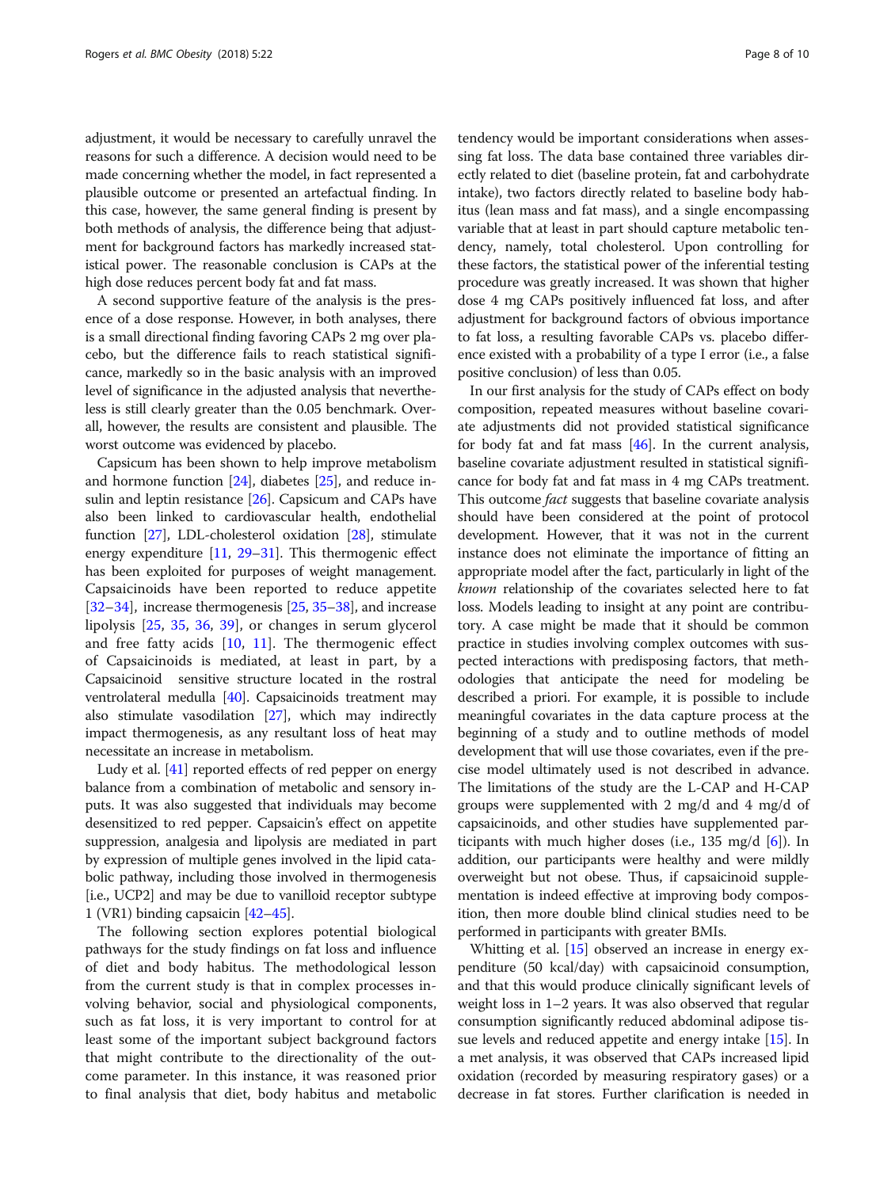adjustment, it would be necessary to carefully unravel the reasons for such a difference. A decision would need to be made concerning whether the model, in fact represented a plausible outcome or presented an artefactual finding. In this case, however, the same general finding is present by both methods of analysis, the difference being that adjustment for background factors has markedly increased statistical power. The reasonable conclusion is CAPs at the high dose reduces percent body fat and fat mass.

A second supportive feature of the analysis is the presence of a dose response. However, in both analyses, there is a small directional finding favoring CAPs 2 mg over placebo, but the difference fails to reach statistical significance, markedly so in the basic analysis with an improved level of significance in the adjusted analysis that nevertheless is still clearly greater than the 0.05 benchmark. Overall, however, the results are consistent and plausible. The worst outcome was evidenced by placebo.

Capsicum has been shown to help improve metabolism and hormone function [24], diabetes [25], and reduce insulin and leptin resistance [26]. Capsicum and CAPs have also been linked to cardiovascular health, endothelial function [27], LDL-cholesterol oxidation [28], stimulate energy expenditure [11, 29–31]. This thermogenic effect has been exploited for purposes of weight management. Capsaicinoids have been reported to reduce appetite [32–34], increase thermogenesis [25, 35–38], and increase lipolysis [25, 35, 36, 39], or changes in serum glycerol and free fatty acids [10, 11]. The thermogenic effect of Capsaicinoids is mediated, at least in part, by a Capsaicinoid sensitive structure located in the rostral ventrolateral medulla [40]. Capsaicinoids treatment may also stimulate vasodilation [27], which may indirectly impact thermogenesis, as any resultant loss of heat may necessitate an increase in metabolism.

Ludy et al. [41] reported effects of red pepper on energy balance from a combination of metabolic and sensory inputs. It was also suggested that individuals may become desensitized to red pepper. Capsaicin's effect on appetite suppression, analgesia and lipolysis are mediated in part by expression of multiple genes involved in the lipid catabolic pathway, including those involved in thermogenesis [i.e., UCP2] and may be due to vanilloid receptor subtype 1 (VR1) binding capsaicin [42–45].

The following section explores potential biological pathways for the study findings on fat loss and influence of diet and body habitus. The methodological lesson from the current study is that in complex processes involving behavior, social and physiological components, such as fat loss, it is very important to control for at least some of the important subject background factors that might contribute to the directionality of the outcome parameter. In this instance, it was reasoned prior to final analysis that diet, body habitus and metabolic tendency would be important considerations when assessing fat loss. The data base contained three variables directly related to diet (baseline protein, fat and carbohydrate intake), two factors directly related to baseline body habitus (lean mass and fat mass), and a single encompassing variable that at least in part should capture metabolic tendency, namely, total cholesterol. Upon controlling for these factors, the statistical power of the inferential testing procedure was greatly increased. It was shown that higher dose 4 mg CAPs positively influenced fat loss, and after adjustment for background factors of obvious importance to fat loss, a resulting favorable CAPs vs. placebo difference existed with a probability of a type I error (i.e., a false positive conclusion) of less than 0.05.

In our first analysis for the study of CAPs effect on body composition, repeated measures without baseline covariate adjustments did not provided statistical significance for body fat and fat mass [46]. In the current analysis, baseline covariate adjustment resulted in statistical significance for body fat and fat mass in 4 mg CAPs treatment. This outcome *fact* suggests that baseline covariate analysis should have been considered at the point of protocol development. However, that it was not in the current instance does not eliminate the importance of fitting an appropriate model after the fact, particularly in light of the *known* relationship of the covariates selected here to fat loss. Models leading to insight at any point are contributory. A case might be made that it should be common practice in studies involving complex outcomes with suspected interactions with predisposing factors, that methodologies that anticipate the need for modeling be described a priori. For example, it is possible to include meaningful covariates in the data capture process at the beginning of a study and to outline methods of model development that will use those covariates, even if the precise model ultimately used is not described in advance. The limitations of the study are the L-CAP and H-CAP groups were supplemented with 2 mg/d and 4 mg/d of capsaicinoids, and other studies have supplemented participants with much higher doses (i.e., 135 mg/d [6]). In addition, our participants were healthy and were mildly overweight but not obese. Thus, if capsaicinoid supplementation is indeed effective at improving body composition, then more double blind clinical studies need to be performed in participants with greater BMIs.

Whitting et al. [15] observed an increase in energy expenditure (50 kcal/day) with capsaicinoid consumption, and that this would produce clinically significant levels of weight loss in 1–2 years. It was also observed that regular consumption significantly reduced abdominal adipose tissue levels and reduced appetite and energy intake [15]. In a met analysis, it was observed that CAPs increased lipid oxidation (recorded by measuring respiratory gases) or a decrease in fat stores. Further clarification is needed in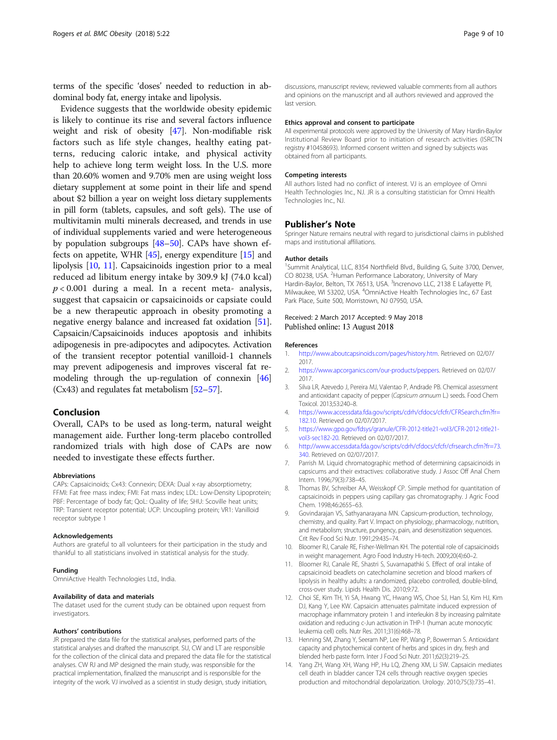terms of the specific 'doses' needed to reduction in abdominal body fat, energy intake and lipolysis.

Evidence suggests that the worldwide obesity epidemic is likely to continue its rise and several factors influence weight and risk of obesity [47]. Non-modifiable risk factors such as life style changes, healthy eating patterns, reducing caloric intake, and physical activity help to achieve long term weight loss. In the U.S. more than 20.60% women and 9.70% men are using weight loss dietary supplement at some point in their life and spend about $2 billion a year on weight loss dietary supplements in pill form (tablets, capsules, and soft gels). The use of multivitamin multi minerals decreased, and trends in use of individual supplements varied and were heterogeneous by population subgroups [48–50]. CAPs have shown effects on appetite, WHR [45], energy expenditure [15] and lipolysis [10, 11]. Capsaicinoids ingestion prior to a meal reduced ad libitum energy intake by 309.9 kJ (74.0 kcal) $p < 0.001$ during a meal. In a recent meta- analysis, suggest that capsaicin or capsaicinoids or capsiate could be a new therapeutic approach in obesity promoting a negative energy balance and increased fat oxidation [51]. Capsaicin/Capsaicinoids induces apoptosis and inhibits adipogenesis in pre-adipocytes and adipocytes. Activation of the transient receptor potential vanilloid-1 channels may prevent adipogenesis and improves visceral fat remodeling through the up-regulation of connexin [46] (Cx43) and regulates fat metabolism [52–57].

## Conclusion

Overall, CAPs to be used as long-term, natural weight management aide. Further long-term placebo controlled randomized trials with high dose of CAPs are now needed to investigate these effects further.

### Abbreviations

CAPs: Capsaicinoids; Cx43: Connexin; DEXA: Dual x-ray absorptiometry; FFMI: Fat free mass index; FMI: Fat mass index; LDL: Low-Density Lipoprotein; PBF: Percentage of body fat; QoL: Quality of life; SHU: Scoville heat units; TRP: Transient receptor potential; UCP: Uncoupling protein; VR1: Vanilloid receptor subtype 1

### Acknowledgements

Authors are grateful to all volunteers for their participation in the study and thankful to all statisticians involved in statistical analysis for the study.

### Funding

OmniActive Health Technologies Ltd., India.

### Availability of data and materials

The dataset used for the current study can be obtained upon request from investigators.

### Authors' contributions

JR prepared the data file for the statistical analyses, performed parts of the statistical analyses and drafted the manuscript. SU, CW and LT are responsible for the collection of the clinical data and prepared the data file for the statistical analyses. CW RJ and MP designed the main study, was responsible for the practical implementation, finalized the manuscript and is responsible for the integrity of the work. VJ involved as a scientist in study design, study initiation, discussions, manuscript review, reviewed valuable comments from all authors and opinions on the manuscript and all authors reviewed and approved the last version.

### Ethics approval and consent to participate

All experimental protocols were approved by the University of Mary Hardin-Baylor Institutional Review Board prior to initiation of research activities (ISRCTN registry #10458693). Informed consent written and signed by subjects was obtained from all participants.

### Competing interests

All authors listed had no conflict of interest. VJ is an employee of Omni Health Technologies Inc., NJ. JR is a consulting statistician for Omni Health Technologies Inc., NJ.

## Publisher's Note

Springer Nature remains neutral with regard to jurisdictional claims in published maps and institutional affiliations.

### Author details

[1]Summit Analytical, LLC, 8354 Northfield Blvd., Building G, Suite 3700, Denver, CO 80238, USA. [2]Human Performance Laboratory, University of Mary Hardin-Baylor, Belton, TX 76513, USA. [3]Increnovo LLC, 2138 E Lafayette Pl, Milwaukee, WI 53202, USA. [4]OmniActive Health Technologies Inc., 67 East Park Place, Suite 500, Morristown, NJ 07950, USA.

Received: 2 March 2017 Accepted: 9 May 2018
Published online: 13 August 2018

### References

1. http://www.aboutcapsinoids.com/pages/history.htm. Retrieved on 02/07/2017.
2. https://www.apcorganics.com/our-products/peppers. Retrieved on 02/07/2017.
3. Silva LR, Azevedo J, Pereira MJ, Valentao P, Andrade PB. Chemical assessment and antioxidant capacity of pepper (*Capsicum annuum* L.) seeds. Food Chem Toxicol. 2013;53:240–8.
4. https://www.accessdata.fda.gov/scripts/cdrh/cfdocs/cfcfr/CFRSearch.cfm?fr=182.10. Retrieved on 02/07/2017.
5. https://www.gpo.gov/fdsys/granule/CFR-2012-title21-vol3/CFR-2012-title21-vol3-sec182-20. Retrieved on 02/07/2017.
6. http://www.accessdata.fda.gov/scripts/cdrh/cfdocs/cfcfr/cfrsearch.cfm?fr=73.340. Retrieved on 02/07/2017.
7. Parrish M. Liquid chromatographic method of determining capsaicinoids in capsicums and their extractives: collaborative study. J Assoc Off Anal Chem Intern. 1996;79(3):738–45.
8. Thomas BV, Schreiber AA, Weisskopf CP. Simple method for quantitation of capsaicinoids in peppers using capillary gas chromatography. J Agric Food Chem. 1998;46:2655–63.
9. Govindarajan VS, Sathyanarayana MN. Capsicum-production, technology, chemistry, and quality. Part V. Impact on physiology, pharmacology, nutrition, and metabolism; structure, pungency, pain, and desensitization sequences. Crit Rev Food Sci Nutr. 1991;29:435–74.
10. Bloomer RJ, Canale RE, Fisher-Wellman KH. The potential role of capsaicinoids in weight management. Agro Food Industry Hi-tech. 2009;20(4):60–2.
11. Bloomer RJ, Canale RE, Shastri S, Suvarnapathki S. Effect of oral intake of capsaicinoid beadlets on catecholamine secretion and blood markers of lipolysis in healthy adults: a randomized, placebo controlled, double-blind, cross-over study. Lipids Health Dis. 2010;9:72.
12. Choi SE, Kim TH, Yi SA, Hwang YC, Hwang WS, Choe SJ, Han SJ, Kim HJ, Kim DJ, Kang Y, Lee KW. Capsaicin attenuates palmitate induced expression of macrophage inflammatory protein 1 and interleukin 8 by increasing palmitate oxidation and reducing c-Jun activation in THP-1 (human acute monocytic leukemia cell) cells. Nutr Res. 2011;31(6):468–78.
13. Henning SM, Zhang Y, Seeram NP, Lee RP, Wang P, Bowerman S. Antioxidant capacity and phytochemical content of herbs and spices in dry, fresh and blended herb paste form. Inter J Food Sci Nutr. 2011;62(3):219–25.
14. Yang ZH, Wang XH, Wang HP, Hu LQ, Zheng XM, Li SW. Capsaicin mediates cell death in bladder cancer T24 cells through reactive oxygen species production and mitochondrial depolarization. Urology. 2010;75(3):735–41.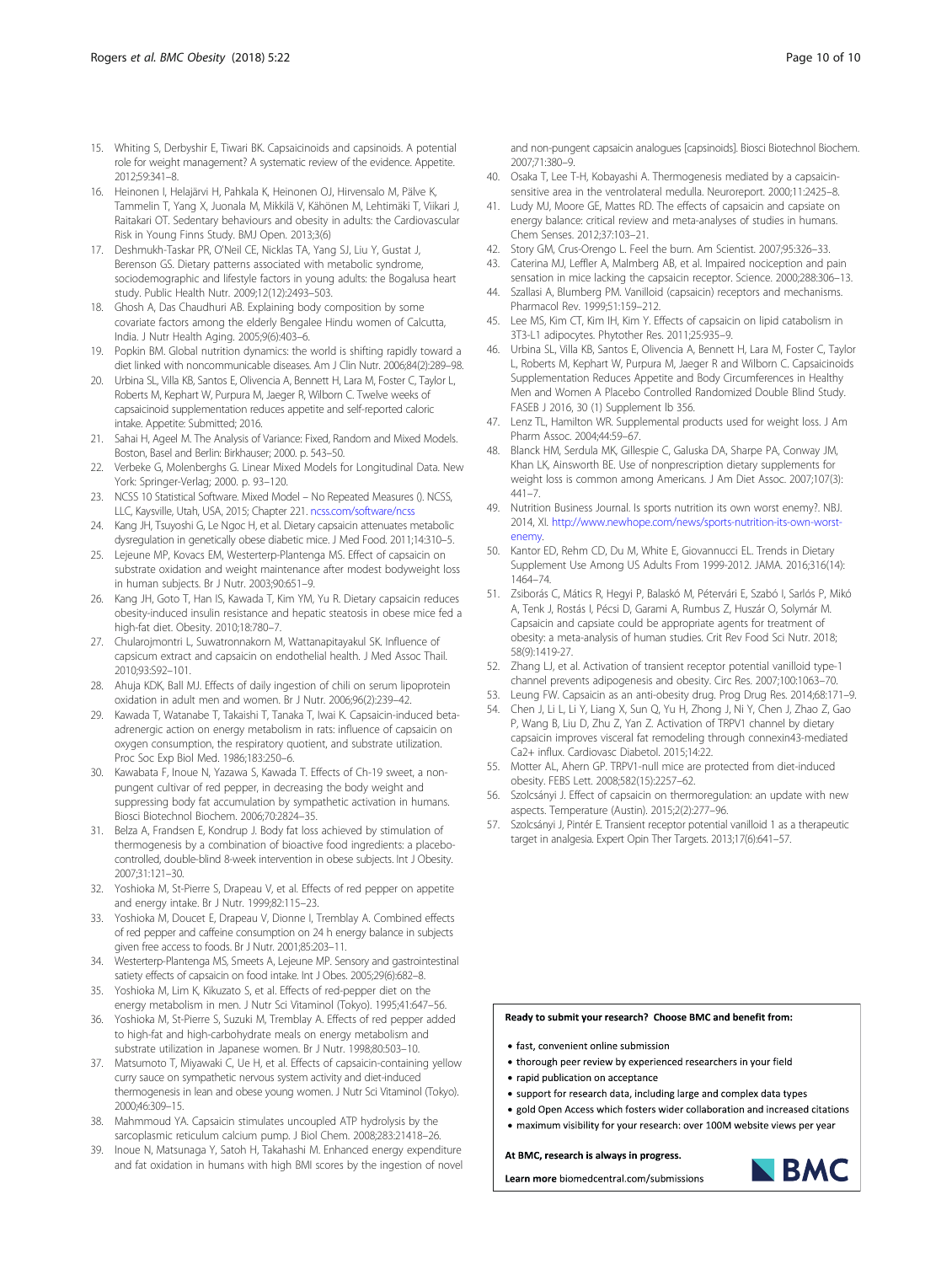15. Whiting S, Derbyshir E, Tiwari BK. Capsaicinoids and capsinoids. A potential role for weight management? A systematic review of the evidence. Appetite. 2012;59:341–8.
16. Heinonen I, Helajärvi H, Pahkala K, Heinonen OJ, Hirvensalo M, Pälve K, Tammelin T, Yang X, Juonala M, Mikkilä V, Kähönen M, Lehtimäki T, Viikari J, Raitakari OT. Sedentary behaviours and obesity in adults: the Cardiovascular Risk in Young Finns Study. BMJ Open. 2013;3(6)
17. Deshmukh-Taskar PR, O'Neil CE, Nicklas TA, Yang SJ, Liu Y, Gustat J, Berenson GS. Dietary patterns associated with metabolic syndrome, sociodemographic and lifestyle factors in young adults: the Bogalusa heart study. Public Health Nutr. 2009;12(12):2493–503.
18. Ghosh A, Das Chaudhuri AB. Explaining body composition by some covariate factors among the elderly Bengalee Hindu women of Calcutta, India. J Nutr Health Aging. 2005;9(6):403–6.
19. Popkin BM. Global nutrition dynamics: the world is shifting rapidly toward a diet linked with noncommunicable diseases. Am J Clin Nutr. 2006;84(2):289–98.
20. Urbina SL, Villa KB, Santos E, Olivencia A, Bennett H, Lara M, Foster C, Taylor L, Roberts M, Kephart W, Purpura M, Jaeger R, Wilborn C. Twelve weeks of capsaicinoid supplementation reduces appetite and self-reported caloric intake. Appetite: Submitted; 2016.
21. Sahai H, Ageel M. The Analysis of Variance: Fixed, Random and Mixed Models. Boston, Basel and Berlin: Birkhauser; 2000. p. 543–50.
22. Verbeke G, Molenberghs G. Linear Mixed Models for Longitudinal Data. New York: Springer-Verlag; 2000. p. 93–120.
23. NCSS 10 Statistical Software. Mixed Model – No Repeated Measures (). NCSS, LLC, Kaysville, Utah, USA, 2015; Chapter 221. ncss.com/software/ncss
24. Kang JH, Tsuyoshi G, Le Ngoc H, et al. Dietary capsaicin attenuates metabolic dysregulation in genetically obese diabetic mice. J Med Food. 2011;14:310–5.
25. Lejeune MP, Kovacs EM, Westerterp-Plantenga MS. Effect of capsaicin on substrate oxidation and weight maintenance after modest bodyweight loss in human subjects. Br J Nutr. 2003;90:651–9.
26. Kang JH, Goto T, Han IS, Kawada T, Kim YM, Yu R. Dietary capsaicin reduces obesity-induced insulin resistance and hepatic steatosis in obese mice fed a high-fat diet. Obesity. 2010;18:780–7.
27. Chularojmontri L, Suwatronnakorn M, Wattanapitayakul SK. Influence of capsicum extract and capsaicin on endothelial health. J Med Assoc Thail. 2010;93:S92–101.
28. Ahuja KDK, Ball MJ. Effects of daily ingestion of chili on serum lipoprotein oxidation in adult men and women. Br J Nutr. 2006;96(2):239–42.
29. Kawada T, Watanabe T, Takaishi T, Tanaka T, Iwai K. Capsaicin-induced beta-adrenergic action on energy metabolism in rats: influence of capsaicin on oxygen consumption, the respiratory quotient, and substrate utilization. Proc Soc Exp Biol Med. 1986;183:250–6.
30. Kawabata F, Inoue N, Yazawa S, Kawada T. Effects of Ch-19 sweet, a non-pungent cultivar of red pepper, in decreasing the body weight and suppressing body fat accumulation by sympathetic activation in humans. Biosci Biotechnol Biochem. 2006;70:2824–35.
31. Belza A, Frandsen E, Kondrup J. Body fat loss achieved by stimulation of thermogenesis by a combination of bioactive food ingredients: a placebo-controlled, double-blind 8-week intervention in obese subjects. Int J Obesity. 2007;31:121–30.
32. Yoshioka M, St-Pierre S, Drapeau V, et al. Effects of red pepper on appetite and energy intake. Br J Nutr. 1999;82:115–23.
33. Yoshioka M, Doucet E, Drapeau V, Dionne I, Tremblay A. Combined effects of red pepper and caffeine consumption on 24 h energy balance in subjects given free access to foods. Br J Nutr. 2001;85:203–11.
34. Westerterp-Plantenga MS, Smeets A, Lejeune MP. Sensory and gastrointestinal satiety effects of capsaicin on food intake. Int J Obes. 2005;29(6):682–8.
35. Yoshioka M, Lim K, Kikuzato S, et al. Effects of red-pepper diet on the energy metabolism in men. J Nutr Sci Vitaminol (Tokyo). 1995;41:647–56.
36. Yoshioka M, St-Pierre S, Suzuki M, Tremblay A. Effects of red pepper added to high-fat and high-carbohydrate meals on energy metabolism and substrate utilization in Japanese women. Br J Nutr. 1998;80:503–10.
37. Matsumoto T, Miyawaki C, Ue H, et al. Effects of capsaicin-containing yellow curry sauce on sympathetic nervous system activity and diet-induced thermogenesis in lean and obese young women. J Nutr Sci Vitaminol (Tokyo). 2000;46:309–15.
38. Mahmmoud YA. Capsaicin stimulates uncoupled ATP hydrolysis by the sarcoplasmic reticulum calcium pump. J Biol Chem. 2008;283:21418–26.
39. Inoue N, Matsunaga Y, Satoh H, Takahashi M. Enhanced energy expenditure and fat oxidation in humans with high BMI scores by the ingestion of novel and non-pungent capsaicin analogues [capsinoids]. Biosci Biotechnol Biochem. 2007;71:380–9.
40. Osaka T, Lee T-H, Kobayashi A. Thermogenesis mediated by a capsaicin-sensitive area in the ventrolateral medulla. Neuroreport. 2000;11:2425–8.
41. Ludy MJ, Moore GE, Mattes RD. The effects of capsaicin and capsiate on energy balance: critical review and meta-analyses of studies in humans. Chem Senses. 2012;37:103–21.
42. Story GM, Crus-Orengo L. Feel the burn. Am Scientist. 2007;95:326–33.
43. Caterina MJ, Leffler A, Malmberg AB, et al. Impaired nociception and pain sensation in mice lacking the capsaicin receptor. Science. 2000;288:306–13.
44. Szallasi A, Blumberg PM. Vanilloid (capsaicin) receptors and mechanisms. Pharmacol Rev. 1999;51:159–212.
45. Lee MS, Kim CT, Kim IH, Kim Y. Effects of capsaicin on lipid catabolism in 3T3-L1 adipocytes. Phytother Res. 2011;25:935–9.
46. Urbina SL, Villa KB, Santos E, Olivencia A, Bennett H, Lara M, Foster C, Taylor L, Roberts M, Kephart W, Purpura M, Jaeger R and Wilborn C. Capsaicinoids Supplementation Reduces Appetite and Body Circumferences in Healthy Men and Women A Placebo Controlled Randomized Double Blind Study. FASEB J 2016, 30 (1) Supplement lb 356.
47. Lenz TL, Hamilton WR. Supplemental products used for weight loss. J Am Pharm Assoc. 2004;44:59–67.
48. Blanck HM, Serdula MK, Gillespie C, Galuska DA, Sharpe PA, Conway JM, Khan LK, Ainsworth BE. Use of nonprescription dietary supplements for weight loss is common among Americans. J Am Diet Assoc. 2007;107(3):441–7.
49. Nutrition Business Journal. Is sports nutrition its own worst enemy?. NBJ. 2014, XI. http://www.newhope.com/news/sports-nutrition-its-own-worst-enemy.
50. Kantor ED, Rehm CD, Du M, White E, Giovannucci EL. Trends in Dietary Supplement Use Among US Adults From 1999-2012. JAMA. 2016;316(14):1464–74.
51. Zsiborás C, Mátics R, Hegyi P, Balaskó M, Pétervári E, Szabó I, Sarlós P, Mikó A, Tenk J, Rostás I, Pécsi D, Garami A, Rumbus Z, Huszár O, Solymár M. Capsaicin and capsiate could be appropriate agents for treatment of obesity: a meta-analysis of human studies. Crit Rev Food Sci Nutr. 2018;58(9):1419-27.
52. Zhang LJ, et al. Activation of transient receptor potential vanilloid type-1 channel prevents adipogenesis and obesity. Circ Res. 2007;100:1063–70.
53. Leung FW. Capsaicin as an anti-obesity drug. Prog Drug Res. 2014;68:171–9.
54. Chen J, Li L, Li Y, Liang X, Sun Q, Yu H, Zhong J, Ni Y, Chen J, Zhao Z, Gao P, Wang B, Liu D, Zhu Z, Yan Z. Activation of TRPV1 channel by dietary capsaicin improves visceral fat remodeling through connexin43-mediated Ca2+ influx. Cardiovasc Diabetol. 2015;14:22.
55. Motter AL, Ahern GP. TRPV1-null mice are protected from diet-induced obesity. FEBS Lett. 2008;582(15):2257–62.
56. Szolcsányi J. Effect of capsaicin on thermoregulation: an update with new aspects. Temperature (Austin). 2015;2(2):277–96.
57. Szolcsányi J, Pintér E. Transient receptor potential vanilloid 1 as a therapeutic target in analgesia. Expert Opin Ther Targets. 2013;17(6):641–57.

**Ready to submit your research? Choose BMC and benefit from:**

- fast, convenient online submission
- thorough peer review by experienced researchers in your field
- rapid publication on acceptance
- support for research data, including large and complex data types
- gold Open Access which fosters wider collaboration and increased citations
- maximum visibility for your research: over 100M website views per year

**At BMC, research is always in progress.**

**Learn more** biomedcentral.com/submissions

BMC